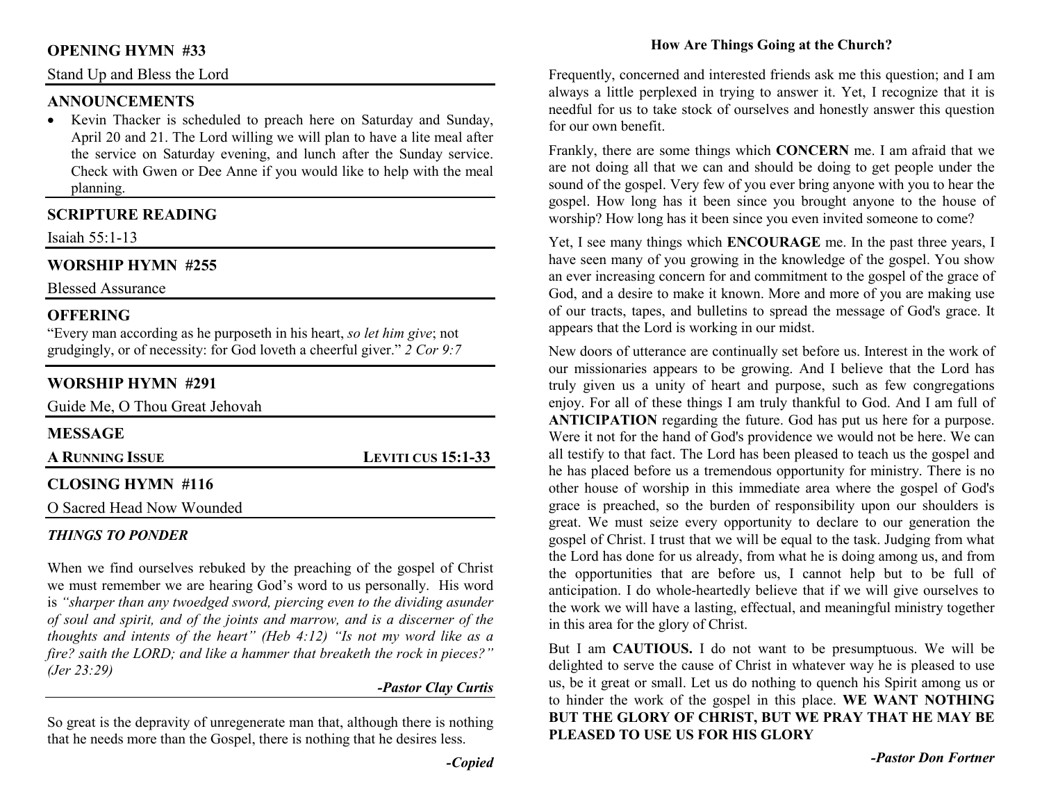## OPENING HYMN #33

Stand Up and Bless the Lord

## ANNOUNCEMENTS

- Kevin Thacker is scheduled to preach here on Saturday and Sunday, April 20 and 21. The Lord willing we will plan to have a lite meal after the service on Saturday evening, and lunch after the Sunday service. Check with Gwen or Dee Anne if you would like to help with the meal planning.

## SCRIPTURE READING

Isaiah 55:1-13

## WORSHIP HYMN #255

Blessed Assurance

## OFFERING

"Every man according as he purposeth in his heart, *so let him give*; not grudgingly, or of necessity: for God loveth a cheerful giver." *2 Cor 9:7*

## WORSHIP HYMN #291

Guide Me, O Thou Great Jehovah

## MESSAGE

**A RUNNING ISSUE** — **LEVITI CUS 15:1-33**

## CLOSING HYMN #116

O Sacred Head Now Wounded

### *THINGS TO PONDER*

When we find ourselves rebuked by the preaching of the gospel of Christ we must remember we are hearing God's word to us personally. His word is *"sharper than any twoedged sword, piercing even to the dividing asunder of soul and spirit, and of the joints and marrow, and is a discerner of the thoughts and intents of the heart" (Heb 4:12) "Is not my word like as a fire? saith the LORD; and like a hammer that breaketh the rock in pieces?" (Jer 23:29)*

***-Pastor Clay Curtis***

So great is the depravity of unregenerate man that, although there is nothing that he needs more than the Gospel, there is nothing that he desires less.

***-Copied***

### How Are Things Going at the Church?

Frequently, concerned and interested friends ask me this question; and I am always a little perplexed in trying to answer it. Yet, I recognize that it is needful for us to take stock of ourselves and honestly answer this question for our own benefit.

Frankly, there are some things which **CONCERN** me. I am afraid that we are not doing all that we can and should be doing to get people under the sound of the gospel. Very few of you ever bring anyone with you to hear the gospel. How long has it been since you brought anyone to the house of worship? How long has it been since you even invited someone to come?

Yet, I see many things which **ENCOURAGE** me. In the past three years, I have seen many of you growing in the knowledge of the gospel. You show an ever increasing concern for and commitment to the gospel of the grace of God, and a desire to make it known. More and more of you are making use of our tracts, tapes, and bulletins to spread the message of God's grace. It appears that the Lord is working in our midst.

New doors of utterance are continually set before us. Interest in the work of our missionaries appears to be growing. And I believe that the Lord has truly given us a unity of heart and purpose, such as few congregations enjoy. For all of these things I am truly thankful to God. And I am full of **ANTICIPATION** regarding the future. God has put us here for a purpose. Were it not for the hand of God's providence we would not be here. We can all testify to that fact. The Lord has been pleased to teach us the gospel and he has placed before us a tremendous opportunity for ministry. There is no other house of worship in this immediate area where the gospel of God's grace is preached, so the burden of responsibility upon our shoulders is great. We must seize every opportunity to declare to our generation the gospel of Christ. I trust that we will be equal to the task. Judging from what the Lord has done for us already, from what he is doing among us, and from the opportunities that are before us, I cannot help but to be full of anticipation. I do whole-heartedly believe that if we will give ourselves to the work we will have a lasting, effectual, and meaningful ministry together in this area for the glory of Christ.

But I am **CAUTIOUS.** I do not want to be presumptuous. We will be delighted to serve the cause of Christ in whatever way he is pleased to use us, be it great or small. Let us do nothing to quench his Spirit among us or to hinder the work of the gospel in this place. **WE WANT NOTHING BUT THE GLORY OF CHRIST, BUT WE PRAY THAT HE MAY BE PLEASED TO USE US FOR HIS GLORY**

***-Pastor Don Fortner***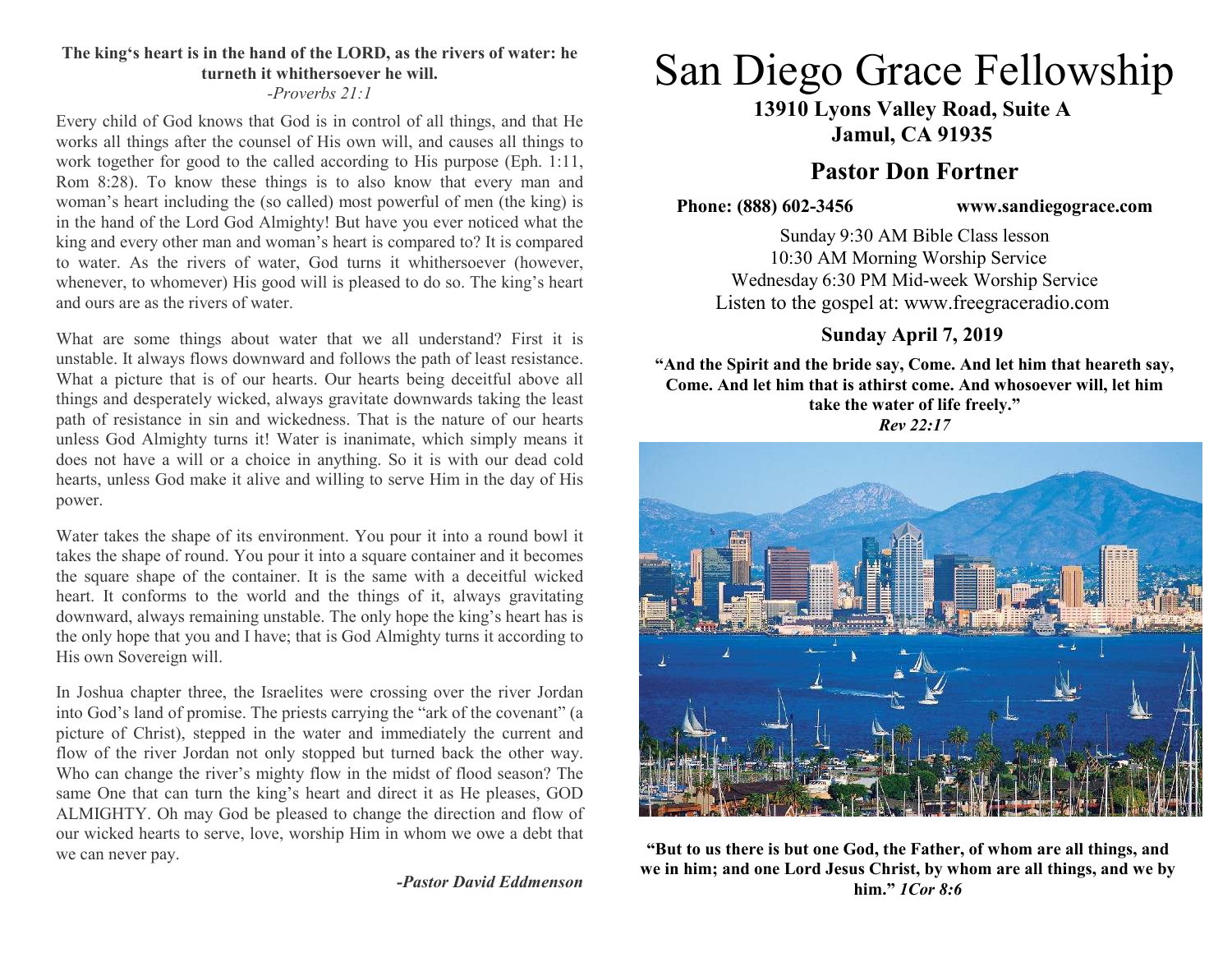**The king's heart is in the hand of the LORD, as the rivers of water: he turneth it whithersoever he will.**
*-Proverbs 21:1*

Every child of God knows that God is in control of all things, and that He works all things after the counsel of His own will, and causes all things to work together for good to the called according to His purpose (Eph. 1:11, Rom 8:28). To know these things is to also know that every man and woman's heart including the (so called) most powerful of men (the king) is in the hand of the Lord God Almighty! But have you ever noticed what the king and every other man and woman's heart is compared to? It is compared to water. As the rivers of water, God turns it whithersoever (however, whenever, to whomever) His good will is pleased to do so. The king's heart and ours are as the rivers of water.

What are some things about water that we all understand? First it is unstable. It always flows downward and follows the path of least resistance. What a picture that is of our hearts. Our hearts being deceitful above all things and desperately wicked, always gravitate downwards taking the least path of resistance in sin and wickedness. That is the nature of our hearts unless God Almighty turns it! Water is inanimate, which simply means it does not have a will or a choice in anything. So it is with our dead cold hearts, unless God make it alive and willing to serve Him in the day of His power.

Water takes the shape of its environment. You pour it into a round bowl it takes the shape of round. You pour it into a square container and it becomes the square shape of the container. It is the same with a deceitful wicked heart. It conforms to the world and the things of it, always gravitating downward, always remaining unstable. The only hope the king's heart has is the only hope that you and I have; that is God Almighty turns it according to His own Sovereign will.

In Joshua chapter three, the Israelites were crossing over the river Jordan into God's land of promise. The priests carrying the "ark of the covenant" (a picture of Christ), stepped in the water and immediately the current and flow of the river Jordan not only stopped but turned back the other way. Who can change the river's mighty flow in the midst of flood season? The same One that can turn the king's heart and direct it as He pleases, GOD ALMIGHTY. Oh may God be pleased to change the direction and flow of our wicked hearts to serve, love, worship Him in whom we owe a debt that we can never pay.

***-Pastor David Eddmenson***

# San Diego Grace Fellowship

**13910 Lyons Valley Road, Suite A**
**Jamul, CA 91935**

## Pastor Don Fortner

**Phone: (888) 602-3456** **www.sandiegograce.com**

Sunday 9:30 AM Bible Class lesson
10:30 AM Morning Worship Service
Wednesday 6:30 PM Mid-week Worship Service
Listen to the gospel at: www.freegraceradio.com

### Sunday April 7, 2019

**"And the Spirit and the bride say, Come. And let him that heareth say, Come. And let him that is athirst come. And whosoever will, let him take the water of life freely."**
***Rev 22:17***

**"But to us there is but one God, the Father, of whom are all things, and we in him; and one Lord Jesus Christ, by whom are all things, and we by him."** ***1Cor 8:6***